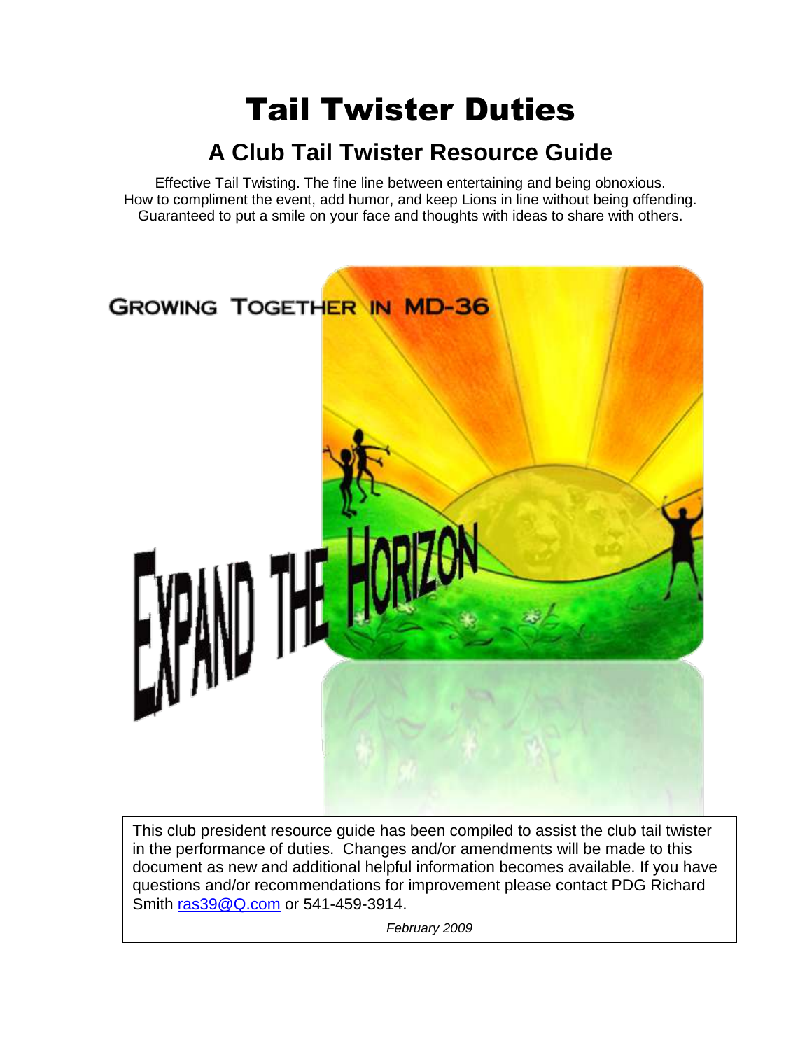# Tail Twister Duties

## A Club Tail Twister Resource Guide

Effective Tail Twisting. The fine line between entertaining and being obnoxious.
How to compliment the event, add humor, and keep Lions in line without being offending.
Guaranteed to put a smile on your face and thoughts with ideas to share with others.

GROWING TOGETHER IN MD-36

EXPAND THE HORIZON

This club president resource guide has been compiled to assist the club tail twister in the performance of duties. Changes and/or amendments will be made to this document as new and additional helpful information becomes available. If you have questions and/or recommendations for improvement please contact PDG Richard Smith ras39@Q.com or 541-459-3914.

*February 2009*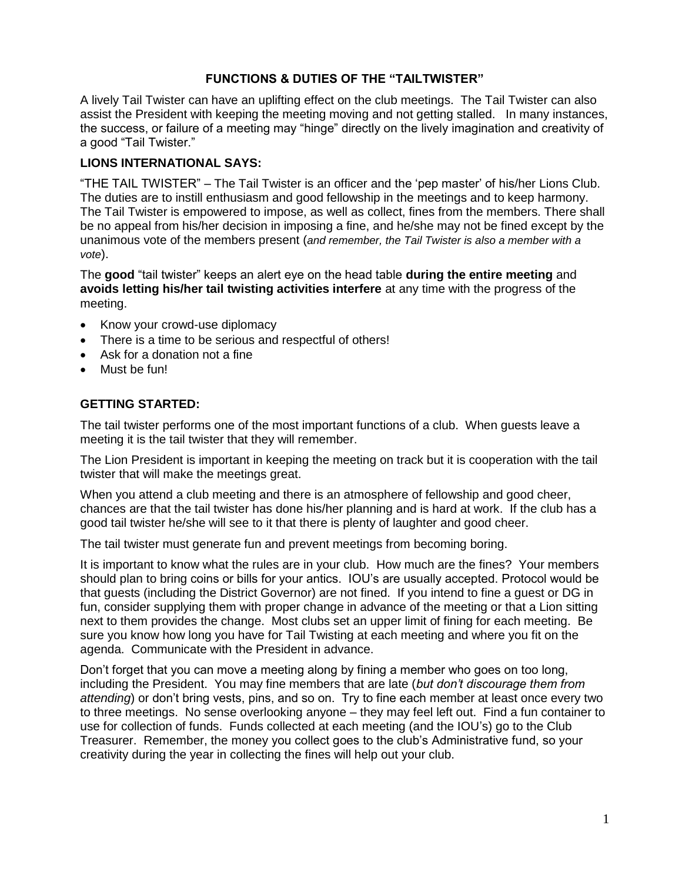## FUNCTIONS & DUTIES OF THE "TAILTWISTER"

A lively Tail Twister can have an uplifting effect on the club meetings. The Tail Twister can also assist the President with keeping the meeting moving and not getting stalled. In many instances, the success, or failure of a meeting may "hinge" directly on the lively imagination and creativity of a good "Tail Twister."

### LIONS INTERNATIONAL SAYS:

"THE TAIL TWISTER" – The Tail Twister is an officer and the 'pep master' of his/her Lions Club. The duties are to instill enthusiasm and good fellowship in the meetings and to keep harmony. The Tail Twister is empowered to impose, as well as collect, fines from the members. There shall be no appeal from his/her decision in imposing a fine, and he/she may not be fined except by the unanimous vote of the members present (*and remember, the Tail Twister is also a member with a vote*).

The **good** "tail twister" keeps an alert eye on the head table **during the entire meeting** and **avoids letting his/her tail twisting activities interfere** at any time with the progress of the meeting.

- Know your crowd-use diplomacy
- There is a time to be serious and respectful of others!
- Ask for a donation not a fine
- Must be fun!

### GETTING STARTED:

The tail twister performs one of the most important functions of a club. When guests leave a meeting it is the tail twister that they will remember.

The Lion President is important in keeping the meeting on track but it is cooperation with the tail twister that will make the meetings great.

When you attend a club meeting and there is an atmosphere of fellowship and good cheer, chances are that the tail twister has done his/her planning and is hard at work. If the club has a good tail twister he/she will see to it that there is plenty of laughter and good cheer.

The tail twister must generate fun and prevent meetings from becoming boring.

It is important to know what the rules are in your club. How much are the fines? Your members should plan to bring coins or bills for your antics. IOU's are usually accepted. Protocol would be that guests (including the District Governor) are not fined. If you intend to fine a guest or DG in fun, consider supplying them with proper change in advance of the meeting or that a Lion sitting next to them provides the change. Most clubs set an upper limit of fining for each meeting. Be sure you know how long you have for Tail Twisting at each meeting and where you fit on the agenda. Communicate with the President in advance.

Don't forget that you can move a meeting along by fining a member who goes on too long, including the President. You may fine members that are late (*but don't discourage them from attending*) or don't bring vests, pins, and so on. Try to fine each member at least once every two to three meetings. No sense overlooking anyone – they may feel left out. Find a fun container to use for collection of funds. Funds collected at each meeting (and the IOU's) go to the Club Treasurer. Remember, the money you collect goes to the club's Administrative fund, so your creativity during the year in collecting the fines will help out your club.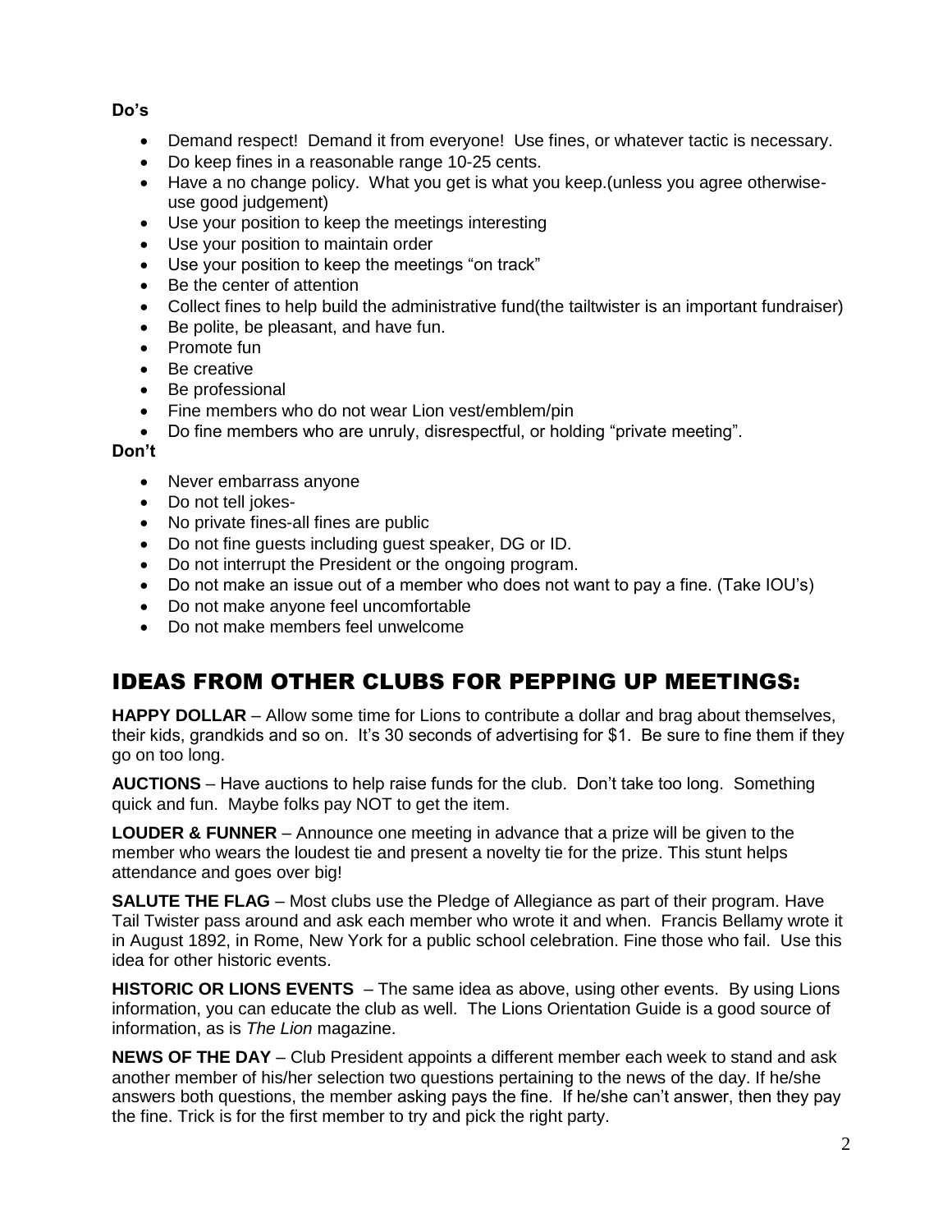**Do's**

- Demand respect! Demand it from everyone! Use fines, or whatever tactic is necessary.
- Do keep fines in a reasonable range 10-25 cents.
- Have a no change policy. What you get is what you keep.(unless you agree otherwise- use good judgement)
- Use your position to keep the meetings interesting
- Use your position to maintain order
- Use your position to keep the meetings "on track"
- Be the center of attention
- Collect fines to help build the administrative fund(the tailtwister is an important fundraiser)
- Be polite, be pleasant, and have fun.
- Promote fun
- Be creative
- Be professional
- Fine members who do not wear Lion vest/emblem/pin
- Do fine members who are unruly, disrespectful, or holding "private meeting".

**Don't**

- Never embarrass anyone
- Do not tell jokes-
- No private fines-all fines are public
- Do not fine guests including guest speaker, DG or ID.
- Do not interrupt the President or the ongoing program.
- Do not make an issue out of a member who does not want to pay a fine. (Take IOU's)
- Do not make anyone feel uncomfortable
- Do not make members feel unwelcome

## IDEAS FROM OTHER CLUBS FOR PEPPING UP MEETINGS:

**HAPPY DOLLAR** – Allow some time for Lions to contribute a dollar and brag about themselves, their kids, grandkids and so on. It's 30 seconds of advertising for $1. Be sure to fine them if they go on too long.

**AUCTIONS** – Have auctions to help raise funds for the club. Don't take too long. Something quick and fun. Maybe folks pay NOT to get the item.

**LOUDER & FUNNER** – Announce one meeting in advance that a prize will be given to the member who wears the loudest tie and present a novelty tie for the prize. This stunt helps attendance and goes over big!

**SALUTE THE FLAG** – Most clubs use the Pledge of Allegiance as part of their program. Have Tail Twister pass around and ask each member who wrote it and when. Francis Bellamy wrote it in August 1892, in Rome, New York for a public school celebration. Fine those who fail. Use this idea for other historic events.

**HISTORIC OR LIONS EVENTS** – The same idea as above, using other events. By using Lions information, you can educate the club as well. The Lions Orientation Guide is a good source of information, as is *The Lion* magazine.

**NEWS OF THE DAY** – Club President appoints a different member each week to stand and ask another member of his/her selection two questions pertaining to the news of the day. If he/she answers both questions, the member asking pays the fine. If he/she can't answer, then they pay the fine. Trick is for the first member to try and pick the right party.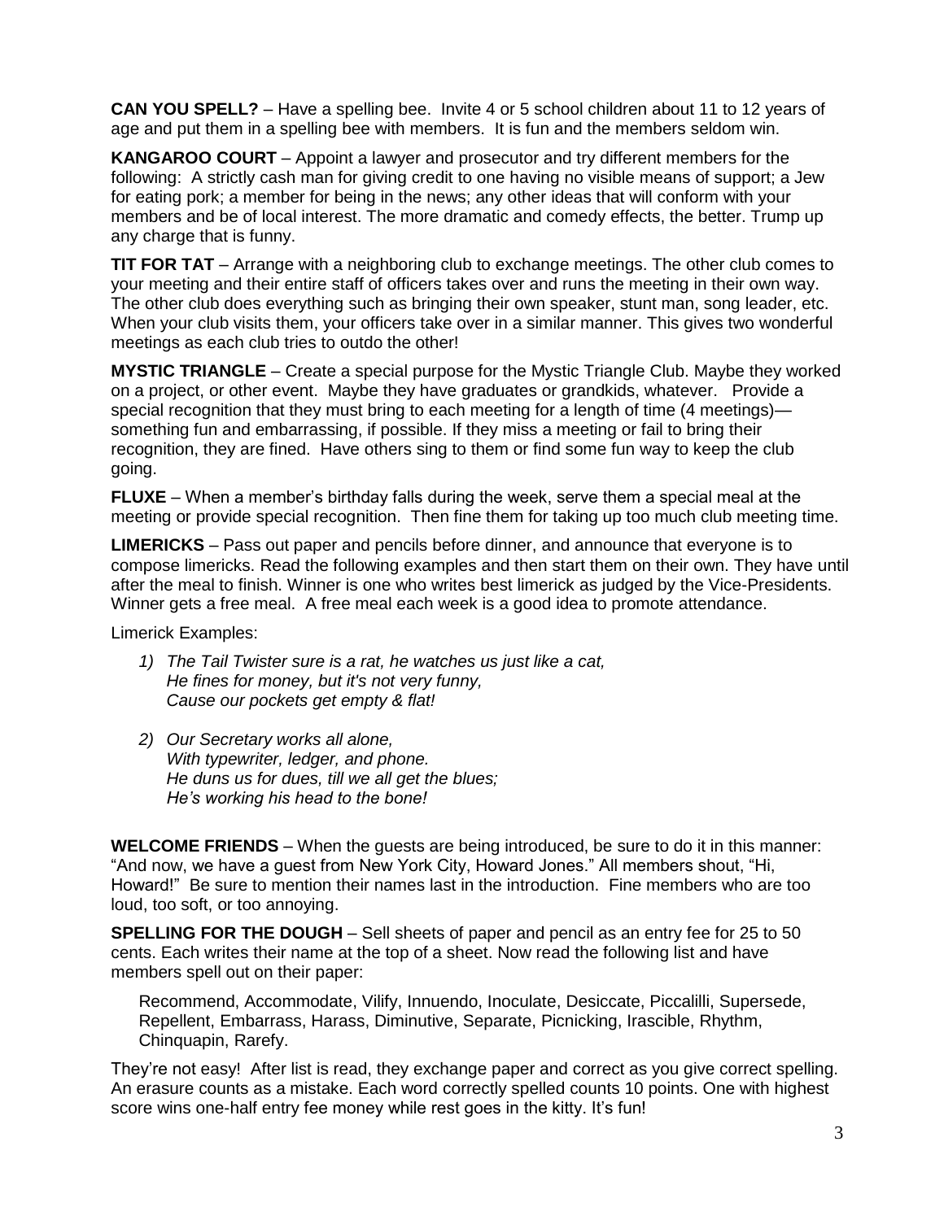**CAN YOU SPELL?** – Have a spelling bee. Invite 4 or 5 school children about 11 to 12 years of age and put them in a spelling bee with members. It is fun and the members seldom win.

**KANGAROO COURT** – Appoint a lawyer and prosecutor and try different members for the following: A strictly cash man for giving credit to one having no visible means of support; a Jew for eating pork; a member for being in the news; any other ideas that will conform with your members and be of local interest. The more dramatic and comedy effects, the better. Trump up any charge that is funny.

**TIT FOR TAT** – Arrange with a neighboring club to exchange meetings. The other club comes to your meeting and their entire staff of officers takes over and runs the meeting in their own way. The other club does everything such as bringing their own speaker, stunt man, song leader, etc. When your club visits them, your officers take over in a similar manner. This gives two wonderful meetings as each club tries to outdo the other!

**MYSTIC TRIANGLE** – Create a special purpose for the Mystic Triangle Club. Maybe they worked on a project, or other event. Maybe they have graduates or grandkids, whatever. Provide a special recognition that they must bring to each meeting for a length of time (4 meetings)—something fun and embarrassing, if possible. If they miss a meeting or fail to bring their recognition, they are fined. Have others sing to them or find some fun way to keep the club going.

**FLUXE** – When a member's birthday falls during the week, serve them a special meal at the meeting or provide special recognition. Then fine them for taking up too much club meeting time.

**LIMERICKS** – Pass out paper and pencils before dinner, and announce that everyone is to compose limericks. Read the following examples and then start them on their own. They have until after the meal to finish. Winner is one who writes best limerick as judged by the Vice-Presidents. Winner gets a free meal. A free meal each week is a good idea to promote attendance.

Limerick Examples:

1) *The Tail Twister sure is a rat, he watches us just like a cat,*
   *He fines for money, but it's not very funny,*
   *Cause our pockets get empty & flat!*

2) *Our Secretary works all alone,*
   *With typewriter, ledger, and phone.*
   *He duns us for dues, till we all get the blues;*
   *He's working his head to the bone!*

**WELCOME FRIENDS** – When the guests are being introduced, be sure to do it in this manner: "And now, we have a guest from New York City, Howard Jones." All members shout, "Hi, Howard!" Be sure to mention their names last in the introduction. Fine members who are too loud, too soft, or too annoying.

**SPELLING FOR THE DOUGH** – Sell sheets of paper and pencil as an entry fee for 25 to 50 cents. Each writes their name at the top of a sheet. Now read the following list and have members spell out on their paper:

Recommend, Accommodate, Vilify, Innuendo, Inoculate, Desiccate, Piccalilli, Supersede, Repellent, Embarrass, Harass, Diminutive, Separate, Picnicking, Irascible, Rhythm, Chinquapin, Rarefy.

They're not easy! After list is read, they exchange paper and correct as you give correct spelling. An erasure counts as a mistake. Each word correctly spelled counts 10 points. One with highest score wins one-half entry fee money while rest goes in the kitty. It's fun!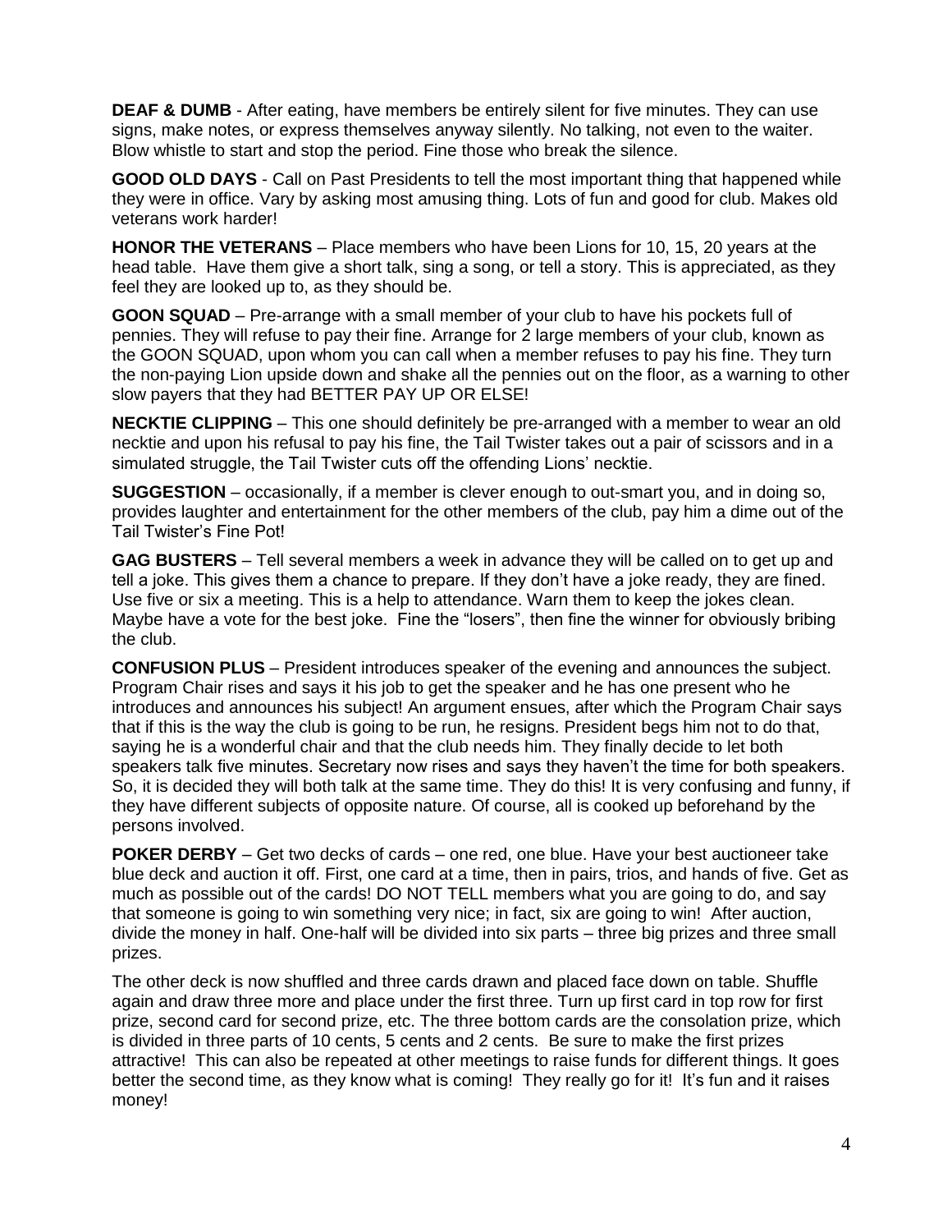**DEAF & DUMB** - After eating, have members be entirely silent for five minutes. They can use signs, make notes, or express themselves anyway silently. No talking, not even to the waiter. Blow whistle to start and stop the period. Fine those who break the silence.

**GOOD OLD DAYS** - Call on Past Presidents to tell the most important thing that happened while they were in office. Vary by asking most amusing thing. Lots of fun and good for club. Makes old veterans work harder!

**HONOR THE VETERANS** – Place members who have been Lions for 10, 15, 20 years at the head table. Have them give a short talk, sing a song, or tell a story. This is appreciated, as they feel they are looked up to, as they should be.

**GOON SQUAD** – Pre-arrange with a small member of your club to have his pockets full of pennies. They will refuse to pay their fine. Arrange for 2 large members of your club, known as the GOON SQUAD, upon whom you can call when a member refuses to pay his fine. They turn the non-paying Lion upside down and shake all the pennies out on the floor, as a warning to other slow payers that they had BETTER PAY UP OR ELSE!

**NECKTIE CLIPPING** – This one should definitely be pre-arranged with a member to wear an old necktie and upon his refusal to pay his fine, the Tail Twister takes out a pair of scissors and in a simulated struggle, the Tail Twister cuts off the offending Lions' necktie.

**SUGGESTION** – occasionally, if a member is clever enough to out-smart you, and in doing so, provides laughter and entertainment for the other members of the club, pay him a dime out of the Tail Twister's Fine Pot!

**GAG BUSTERS** – Tell several members a week in advance they will be called on to get up and tell a joke. This gives them a chance to prepare. If they don't have a joke ready, they are fined. Use five or six a meeting. This is a help to attendance. Warn them to keep the jokes clean. Maybe have a vote for the best joke. Fine the "losers", then fine the winner for obviously bribing the club.

**CONFUSION PLUS** – President introduces speaker of the evening and announces the subject. Program Chair rises and says it his job to get the speaker and he has one present who he introduces and announces his subject! An argument ensues, after which the Program Chair says that if this is the way the club is going to be run, he resigns. President begs him not to do that, saying he is a wonderful chair and that the club needs him. They finally decide to let both speakers talk five minutes. Secretary now rises and says they haven't the time for both speakers. So, it is decided they will both talk at the same time. They do this! It is very confusing and funny, if they have different subjects of opposite nature. Of course, all is cooked up beforehand by the persons involved.

**POKER DERBY** – Get two decks of cards – one red, one blue. Have your best auctioneer take blue deck and auction it off. First, one card at a time, then in pairs, trios, and hands of five. Get as much as possible out of the cards! DO NOT TELL members what you are going to do, and say that someone is going to win something very nice; in fact, six are going to win! After auction, divide the money in half. One-half will be divided into six parts – three big prizes and three small prizes.

The other deck is now shuffled and three cards drawn and placed face down on table. Shuffle again and draw three more and place under the first three. Turn up first card in top row for first prize, second card for second prize, etc. The three bottom cards are the consolation prize, which is divided in three parts of 10 cents, 5 cents and 2 cents. Be sure to make the first prizes attractive! This can also be repeated at other meetings to raise funds for different things. It goes better the second time, as they know what is coming! They really go for it! It's fun and it raises money!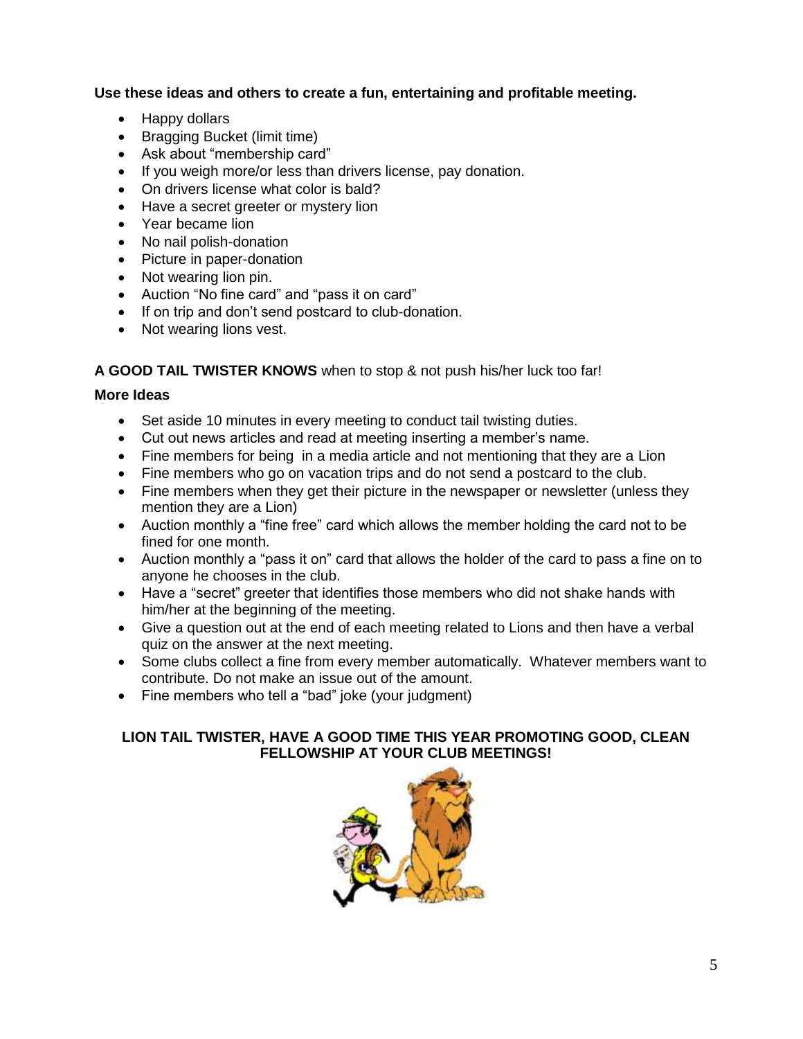**Use these ideas and others to create a fun, entertaining and profitable meeting.**

- Happy dollars
- Bragging Bucket (limit time)
- Ask about "membership card"
- If you weigh more/or less than drivers license, pay donation.
- On drivers license what color is bald?
- Have a secret greeter or mystery lion
- Year became lion
- No nail polish-donation
- Picture in paper-donation
- Not wearing lion pin.
- Auction "No fine card" and "pass it on card"
- If on trip and don't send postcard to club-donation.
- Not wearing lions vest.

**A GOOD TAIL TWISTER KNOWS** when to stop & not push his/her luck too far!

**More Ideas**

- Set aside 10 minutes in every meeting to conduct tail twisting duties.
- Cut out news articles and read at meeting inserting a member's name.
- Fine members for being in a media article and not mentioning that they are a Lion
- Fine members who go on vacation trips and do not send a postcard to the club.
- Fine members when they get their picture in the newspaper or newsletter (unless they mention they are a Lion)
- Auction monthly a "fine free" card which allows the member holding the card not to be fined for one month.
- Auction monthly a "pass it on" card that allows the holder of the card to pass a fine on to anyone he chooses in the club.
- Have a "secret" greeter that identifies those members who did not shake hands with him/her at the beginning of the meeting.
- Give a question out at the end of each meeting related to Lions and then have a verbal quiz on the answer at the next meeting.
- Some clubs collect a fine from every member automatically. Whatever members want to contribute. Do not make an issue out of the amount.
- Fine members who tell a "bad" joke (your judgment)

**LION TAIL TWISTER, HAVE A GOOD TIME THIS YEAR PROMOTING GOOD, CLEAN FELLOWSHIP AT YOUR CLUB MEETINGS!**